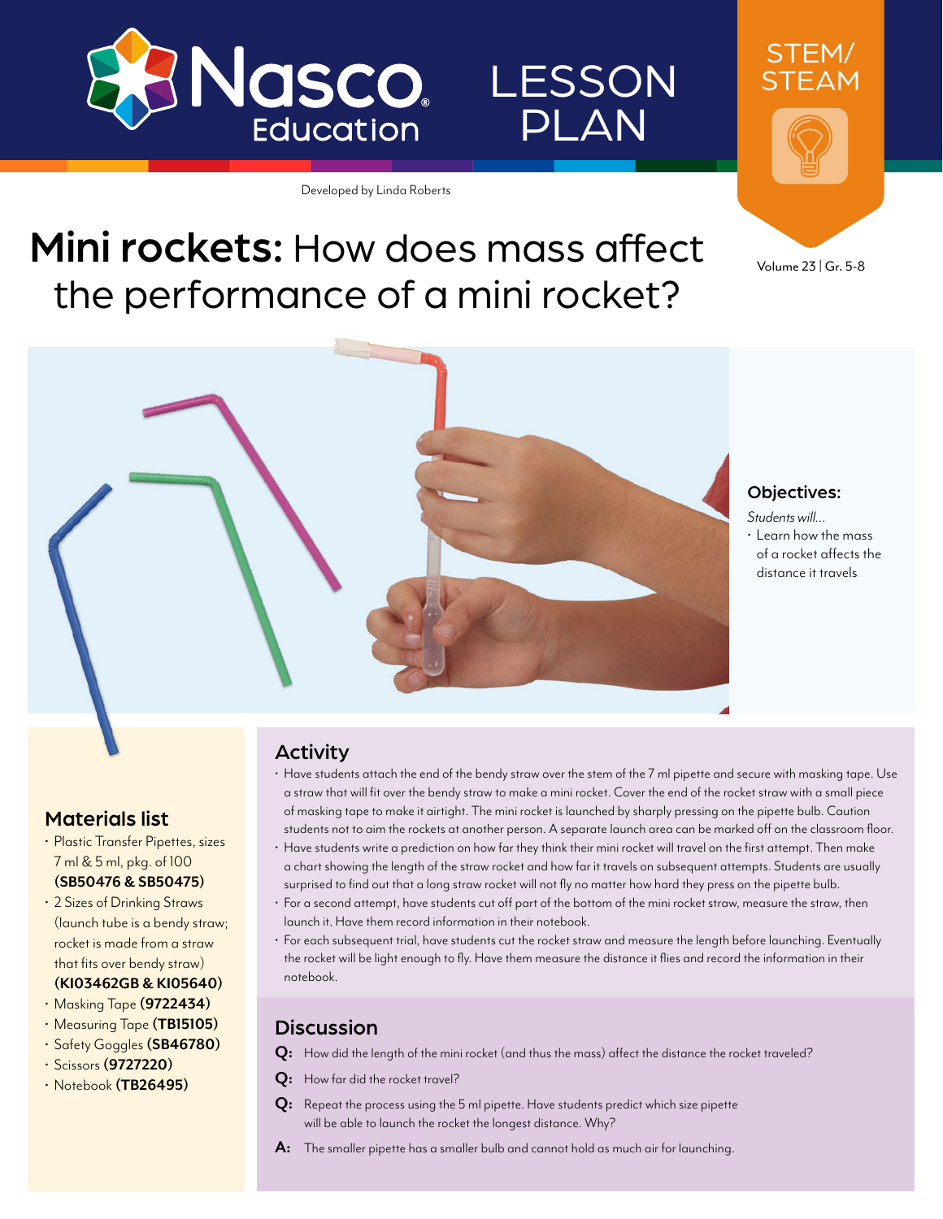Nasco Education

LESSON PLAN

STEM/STEAM

Developed by Linda Roberts

# Mini rockets: How does mass affect the performance of a mini rocket?

Volume 23 | Gr. 5-8

## Objectives:

*Students will...*

- Learn how the mass of a rocket affects the distance it travels

## Materials list

- Plastic Transfer Pipettes, sizes 7 ml & 5 ml, pkg. of 100 **(SB50476 & SB50475)**
- 2 Sizes of Drinking Straws (launch tube is a bendy straw; rocket is made from a straw that fits over bendy straw) **(KI03462GB & KI05640)**
- Masking Tape **(9722434)**
- Measuring Tape **(TB15105)**
- Safety Goggles **(SB46780)**
- Scissors **(9727220)**
- Notebook **(TB26495)**

## Activity

- Have students attach the end of the bendy straw over the stem of the 7 ml pipette and secure with masking tape. Use a straw that will fit over the bendy straw to make a mini rocket. Cover the end of the rocket straw with a small piece of masking tape to make it airtight. The mini rocket is launched by sharply pressing on the pipette bulb. Caution students not to aim the rockets at another person. A separate launch area can be marked off on the classroom floor.
- Have students write a prediction on how far they think their mini rocket will travel on the first attempt. Then make a chart showing the length of the straw rocket and how far it travels on subsequent attempts. Students are usually surprised to find out that a long straw rocket will not fly no matter how hard they press on the pipette bulb.
- For a second attempt, have students cut off part of the bottom of the mini rocket straw, measure the straw, then launch it. Have them record information in their notebook.
- For each subsequent trial, have students cut the rocket straw and measure the length before launching. Eventually the rocket will be light enough to fly. Have them measure the distance it flies and record the information in their notebook.

## Discussion

**Q:** How did the length of the mini rocket (and thus the mass) affect the distance the rocket traveled?

**Q:** How far did the rocket travel?

**Q:** Repeat the process using the 5 ml pipette. Have students predict which size pipette will be able to launch the rocket the longest distance. Why?

**A:** The smaller pipette has a smaller bulb and cannot hold as much air for launching.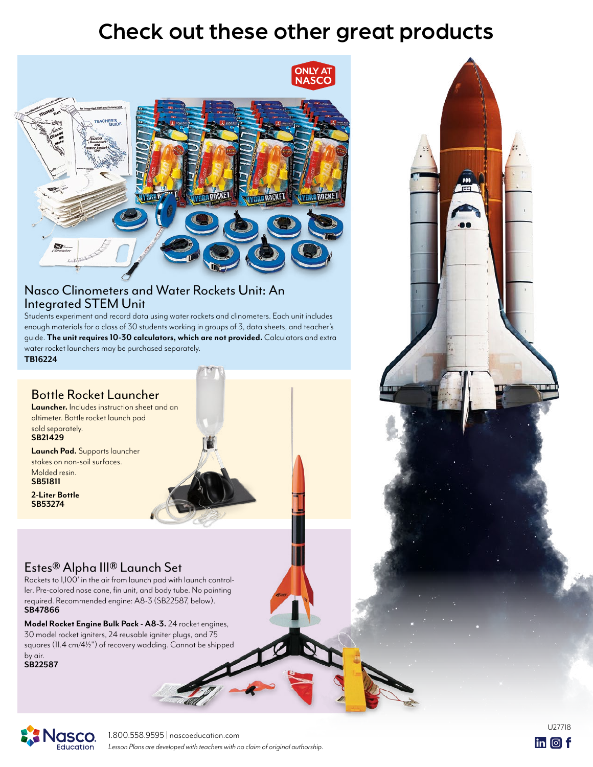# Check out these other great products

ONLY AT NASCO

## Nasco Clinometers and Water Rockets Unit: An Integrated STEM Unit

Students experiment and record data using water rockets and clinometers. Each unit includes enough materials for a class of 30 students working in groups of 3, data sheets, and teacher's guide. **The unit requires 10-30 calculators, which are not provided.** Calculators and extra water rocket launchers may be purchased separately.
**TB16224**

## Bottle Rocket Launcher

**Launcher.** Includes instruction sheet and an altimeter. Bottle rocket launch pad sold separately.
**SB21429**

**Launch Pad.** Supports launcher stakes on non-soil surfaces. Molded resin.
**SB51811**

**2-Liter Bottle**
**SB53274**

## Estes® Alpha III® Launch Set

Rockets to 1,100' in the air from launch pad with launch controller. Pre-colored nose cone, fin unit, and body tube. No painting required. Recommended engine: A8-3 (SB22587, below).
**SB47866**

**Model Rocket Engine Bulk Pack - A8-3.** 24 rocket engines, 30 model rocket igniters, 24 reusable igniter plugs, and 75 squares (11.4 cm/4½") of recovery wadding. Cannot be shipped by air.
**SB22587**

1.800.558.9595 | nascoeducation.com

*Lesson Plans are developed with teachers with no claim of original authorship.*

U27718